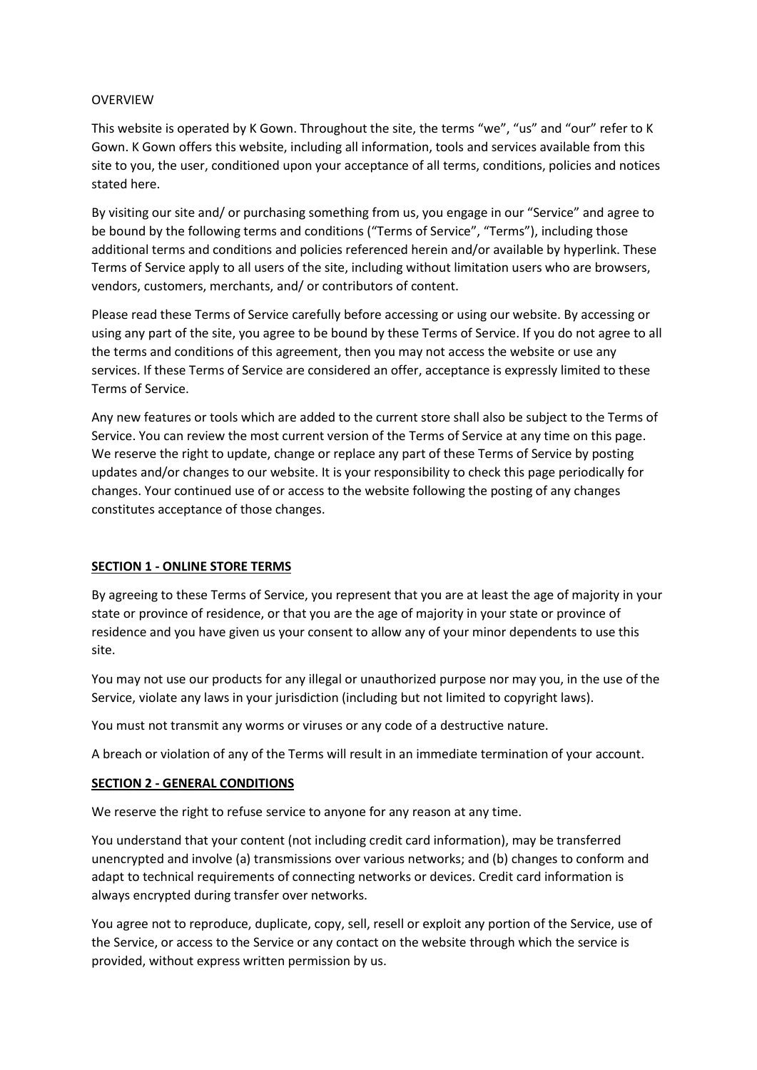OVERVIEW

This website is operated by K Gown. Throughout the site, the terms “we”, “us” and “our” refer to K Gown. K Gown offers this website, including all information, tools and services available from this site to you, the user, conditioned upon your acceptance of all terms, conditions, policies and notices stated here.

By visiting our site and/ or purchasing something from us, you engage in our “Service” and agree to be bound by the following terms and conditions (“Terms of Service”, “Terms”), including those additional terms and conditions and policies referenced herein and/or available by hyperlink. These Terms of Service apply to all users of the site, including without limitation users who are browsers, vendors, customers, merchants, and/ or contributors of content.

Please read these Terms of Service carefully before accessing or using our website. By accessing or using any part of the site, you agree to be bound by these Terms of Service. If you do not agree to all the terms and conditions of this agreement, then you may not access the website or use any services. If these Terms of Service are considered an offer, acceptance is expressly limited to these Terms of Service.

Any new features or tools which are added to the current store shall also be subject to the Terms of Service. You can review the most current version of the Terms of Service at any time on this page. We reserve the right to update, change or replace any part of these Terms of Service by posting updates and/or changes to our website. It is your responsibility to check this page periodically for changes. Your continued use of or access to the website following the posting of any changes constitutes acceptance of those changes.

## SECTION 1 - ONLINE STORE TERMS

By agreeing to these Terms of Service, you represent that you are at least the age of majority in your state or province of residence, or that you are the age of majority in your state or province of residence and you have given us your consent to allow any of your minor dependents to use this site.

You may not use our products for any illegal or unauthorized purpose nor may you, in the use of the Service, violate any laws in your jurisdiction (including but not limited to copyright laws).

You must not transmit any worms or viruses or any code of a destructive nature.

A breach or violation of any of the Terms will result in an immediate termination of your account.

## SECTION 2 - GENERAL CONDITIONS

We reserve the right to refuse service to anyone for any reason at any time.

You understand that your content (not including credit card information), may be transferred unencrypted and involve (a) transmissions over various networks; and (b) changes to conform and adapt to technical requirements of connecting networks or devices. Credit card information is always encrypted during transfer over networks.

You agree not to reproduce, duplicate, copy, sell, resell or exploit any portion of the Service, use of the Service, or access to the Service or any contact on the website through which the service is provided, without express written permission by us.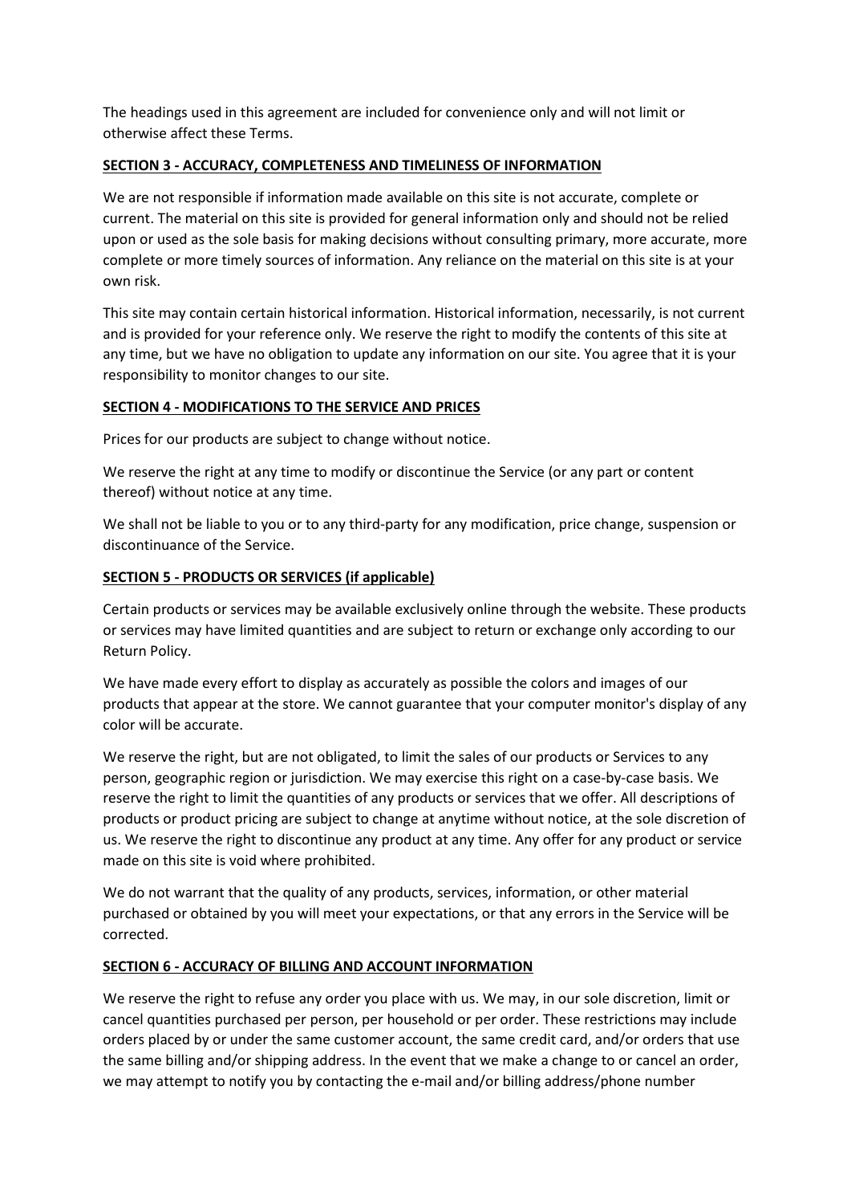The headings used in this agreement are included for convenience only and will not limit or otherwise affect these Terms.

## SECTION 3 - ACCURACY, COMPLETENESS AND TIMELINESS OF INFORMATION

We are not responsible if information made available on this site is not accurate, complete or current. The material on this site is provided for general information only and should not be relied upon or used as the sole basis for making decisions without consulting primary, more accurate, more complete or more timely sources of information. Any reliance on the material on this site is at your own risk.

This site may contain certain historical information. Historical information, necessarily, is not current and is provided for your reference only. We reserve the right to modify the contents of this site at any time, but we have no obligation to update any information on our site. You agree that it is your responsibility to monitor changes to our site.

## SECTION 4 - MODIFICATIONS TO THE SERVICE AND PRICES

Prices for our products are subject to change without notice.

We reserve the right at any time to modify or discontinue the Service (or any part or content thereof) without notice at any time.

We shall not be liable to you or to any third-party for any modification, price change, suspension or discontinuance of the Service.

## SECTION 5 - PRODUCTS OR SERVICES (if applicable)

Certain products or services may be available exclusively online through the website. These products or services may have limited quantities and are subject to return or exchange only according to our Return Policy.

We have made every effort to display as accurately as possible the colors and images of our products that appear at the store. We cannot guarantee that your computer monitor's display of any color will be accurate.

We reserve the right, but are not obligated, to limit the sales of our products or Services to any person, geographic region or jurisdiction. We may exercise this right on a case-by-case basis. We reserve the right to limit the quantities of any products or services that we offer. All descriptions of products or product pricing are subject to change at anytime without notice, at the sole discretion of us. We reserve the right to discontinue any product at any time. Any offer for any product or service made on this site is void where prohibited.

We do not warrant that the quality of any products, services, information, or other material purchased or obtained by you will meet your expectations, or that any errors in the Service will be corrected.

## SECTION 6 - ACCURACY OF BILLING AND ACCOUNT INFORMATION

We reserve the right to refuse any order you place with us. We may, in our sole discretion, limit or cancel quantities purchased per person, per household or per order. These restrictions may include orders placed by or under the same customer account, the same credit card, and/or orders that use the same billing and/or shipping address. In the event that we make a change to or cancel an order, we may attempt to notify you by contacting the e-mail and/or billing address/phone number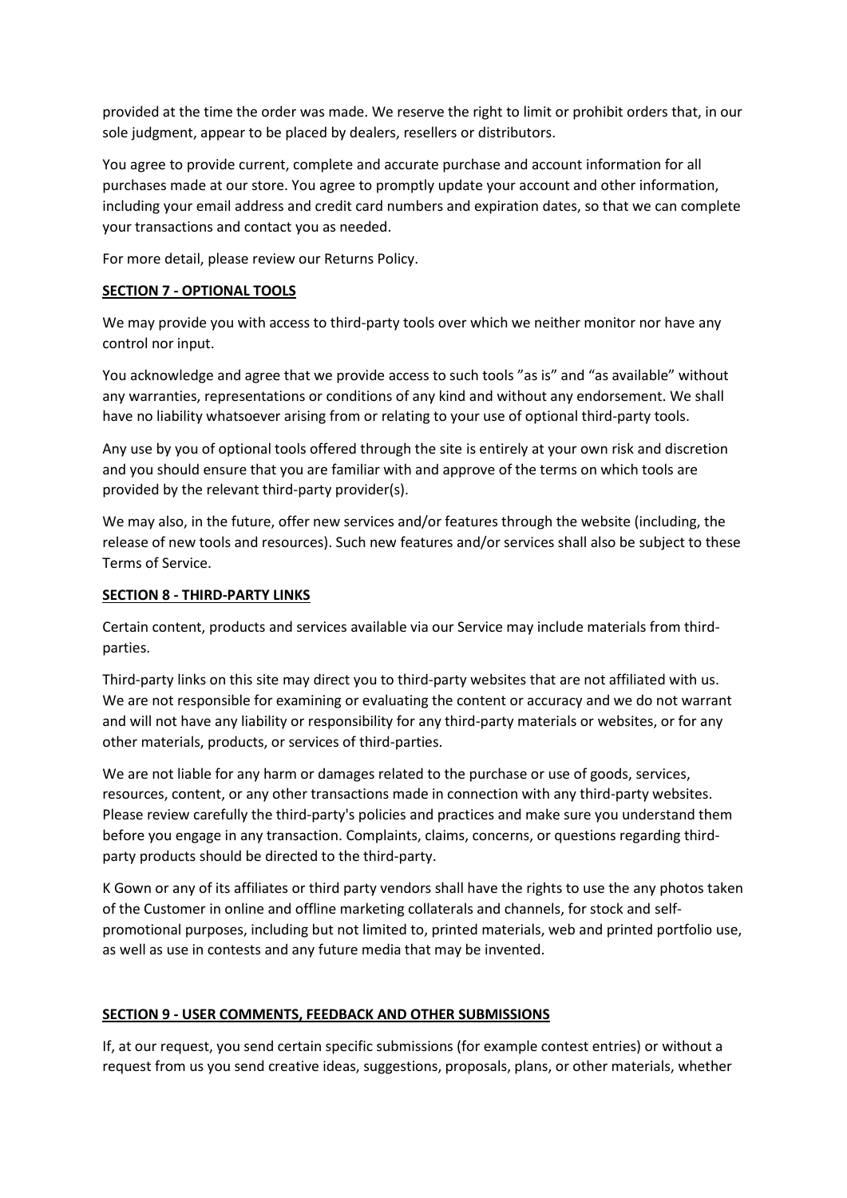provided at the time the order was made. We reserve the right to limit or prohibit orders that, in our sole judgment, appear to be placed by dealers, resellers or distributors.

You agree to provide current, complete and accurate purchase and account information for all purchases made at our store. You agree to promptly update your account and other information, including your email address and credit card numbers and expiration dates, so that we can complete your transactions and contact you as needed.

For more detail, please review our Returns Policy.

**SECTION 7 - OPTIONAL TOOLS**

We may provide you with access to third-party tools over which we neither monitor nor have any control nor input.

You acknowledge and agree that we provide access to such tools "as is" and "as available" without any warranties, representations or conditions of any kind and without any endorsement. We shall have no liability whatsoever arising from or relating to your use of optional third-party tools.

Any use by you of optional tools offered through the site is entirely at your own risk and discretion and you should ensure that you are familiar with and approve of the terms on which tools are provided by the relevant third-party provider(s).

We may also, in the future, offer new services and/or features through the website (including, the release of new tools and resources). Such new features and/or services shall also be subject to these Terms of Service.

**SECTION 8 - THIRD-PARTY LINKS**

Certain content, products and services available via our Service may include materials from third-parties.

Third-party links on this site may direct you to third-party websites that are not affiliated with us. We are not responsible for examining or evaluating the content or accuracy and we do not warrant and will not have any liability or responsibility for any third-party materials or websites, or for any other materials, products, or services of third-parties.

We are not liable for any harm or damages related to the purchase or use of goods, services, resources, content, or any other transactions made in connection with any third-party websites. Please review carefully the third-party's policies and practices and make sure you understand them before you engage in any transaction. Complaints, claims, concerns, or questions regarding third-party products should be directed to the third-party.

K Gown or any of its affiliates or third party vendors shall have the rights to use the any photos taken of the Customer in online and offline marketing collaterals and channels, for stock and self-promotional purposes, including but not limited to, printed materials, web and printed portfolio use, as well as use in contests and any future media that may be invented.

**SECTION 9 - USER COMMENTS, FEEDBACK AND OTHER SUBMISSIONS**

If, at our request, you send certain specific submissions (for example contest entries) or without a request from us you send creative ideas, suggestions, proposals, plans, or other materials, whether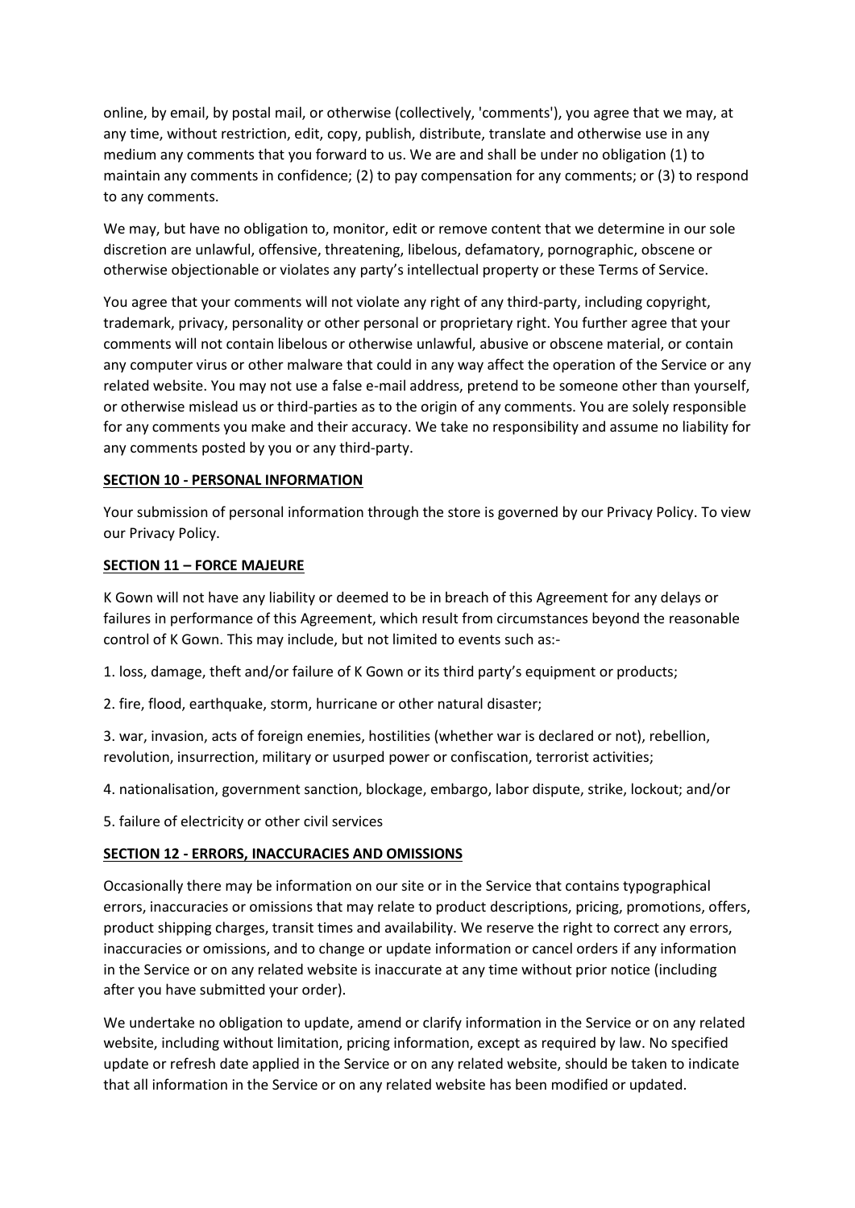online, by email, by postal mail, or otherwise (collectively, 'comments'), you agree that we may, at any time, without restriction, edit, copy, publish, distribute, translate and otherwise use in any medium any comments that you forward to us. We are and shall be under no obligation (1) to maintain any comments in confidence; (2) to pay compensation for any comments; or (3) to respond to any comments.

We may, but have no obligation to, monitor, edit or remove content that we determine in our sole discretion are unlawful, offensive, threatening, libelous, defamatory, pornographic, obscene or otherwise objectionable or violates any party's intellectual property or these Terms of Service.

You agree that your comments will not violate any right of any third-party, including copyright, trademark, privacy, personality or other personal or proprietary right. You further agree that your comments will not contain libelous or otherwise unlawful, abusive or obscene material, or contain any computer virus or other malware that could in any way affect the operation of the Service or any related website. You may not use a false e-mail address, pretend to be someone other than yourself, or otherwise mislead us or third-parties as to the origin of any comments. You are solely responsible for any comments you make and their accuracy. We take no responsibility and assume no liability for any comments posted by you or any third-party.

**SECTION 10 - PERSONAL INFORMATION**

Your submission of personal information through the store is governed by our Privacy Policy. To view our Privacy Policy.

**SECTION 11 – FORCE MAJEURE**

K Gown will not have any liability or deemed to be in breach of this Agreement for any delays or failures in performance of this Agreement, which result from circumstances beyond the reasonable control of K Gown. This may include, but not limited to events such as:-

1. loss, damage, theft and/or failure of K Gown or its third party's equipment or products;

2. fire, flood, earthquake, storm, hurricane or other natural disaster;

3. war, invasion, acts of foreign enemies, hostilities (whether war is declared or not), rebellion, revolution, insurrection, military or usurped power or confiscation, terrorist activities;

4. nationalisation, government sanction, blockage, embargo, labor dispute, strike, lockout; and/or

5. failure of electricity or other civil services

**SECTION 12 - ERRORS, INACCURACIES AND OMISSIONS**

Occasionally there may be information on our site or in the Service that contains typographical errors, inaccuracies or omissions that may relate to product descriptions, pricing, promotions, offers, product shipping charges, transit times and availability. We reserve the right to correct any errors, inaccuracies or omissions, and to change or update information or cancel orders if any information in the Service or on any related website is inaccurate at any time without prior notice (including after you have submitted your order).

We undertake no obligation to update, amend or clarify information in the Service or on any related website, including without limitation, pricing information, except as required by law. No specified update or refresh date applied in the Service or on any related website, should be taken to indicate that all information in the Service or on any related website has been modified or updated.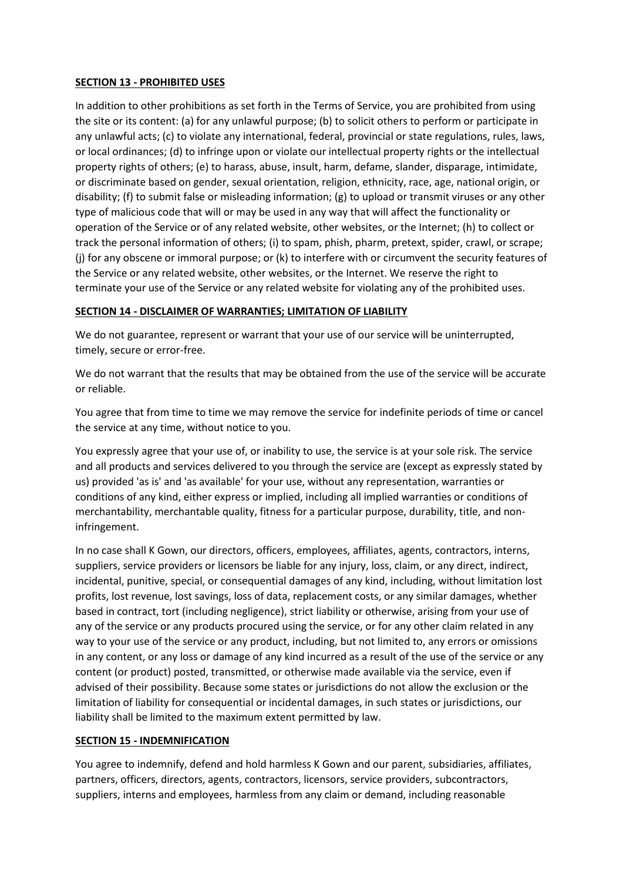**SECTION 13 - PROHIBITED USES**

In addition to other prohibitions as set forth in the Terms of Service, you are prohibited from using the site or its content: (a) for any unlawful purpose; (b) to solicit others to perform or participate in any unlawful acts; (c) to violate any international, federal, provincial or state regulations, rules, laws, or local ordinances; (d) to infringe upon or violate our intellectual property rights or the intellectual property rights of others; (e) to harass, abuse, insult, harm, defame, slander, disparage, intimidate, or discriminate based on gender, sexual orientation, religion, ethnicity, race, age, national origin, or disability; (f) to submit false or misleading information; (g) to upload or transmit viruses or any other type of malicious code that will or may be used in any way that will affect the functionality or operation of the Service or of any related website, other websites, or the Internet; (h) to collect or track the personal information of others; (i) to spam, phish, pharm, pretext, spider, crawl, or scrape; (j) for any obscene or immoral purpose; or (k) to interfere with or circumvent the security features of the Service or any related website, other websites, or the Internet. We reserve the right to terminate your use of the Service or any related website for violating any of the prohibited uses.

**SECTION 14 - DISCLAIMER OF WARRANTIES; LIMITATION OF LIABILITY**

We do not guarantee, represent or warrant that your use of our service will be uninterrupted, timely, secure or error-free.

We do not warrant that the results that may be obtained from the use of the service will be accurate or reliable.

You agree that from time to time we may remove the service for indefinite periods of time or cancel the service at any time, without notice to you.

You expressly agree that your use of, or inability to use, the service is at your sole risk. The service and all products and services delivered to you through the service are (except as expressly stated by us) provided 'as is' and 'as available' for your use, without any representation, warranties or conditions of any kind, either express or implied, including all implied warranties or conditions of merchantability, merchantable quality, fitness for a particular purpose, durability, title, and non-infringement.

In no case shall K Gown, our directors, officers, employees, affiliates, agents, contractors, interns, suppliers, service providers or licensors be liable for any injury, loss, claim, or any direct, indirect, incidental, punitive, special, or consequential damages of any kind, including, without limitation lost profits, lost revenue, lost savings, loss of data, replacement costs, or any similar damages, whether based in contract, tort (including negligence), strict liability or otherwise, arising from your use of any of the service or any products procured using the service, or for any other claim related in any way to your use of the service or any product, including, but not limited to, any errors or omissions in any content, or any loss or damage of any kind incurred as a result of the use of the service or any content (or product) posted, transmitted, or otherwise made available via the service, even if advised of their possibility. Because some states or jurisdictions do not allow the exclusion or the limitation of liability for consequential or incidental damages, in such states or jurisdictions, our liability shall be limited to the maximum extent permitted by law.

**SECTION 15 - INDEMNIFICATION**

You agree to indemnify, defend and hold harmless K Gown and our parent, subsidiaries, affiliates, partners, officers, directors, agents, contractors, licensors, service providers, subcontractors, suppliers, interns and employees, harmless from any claim or demand, including reasonable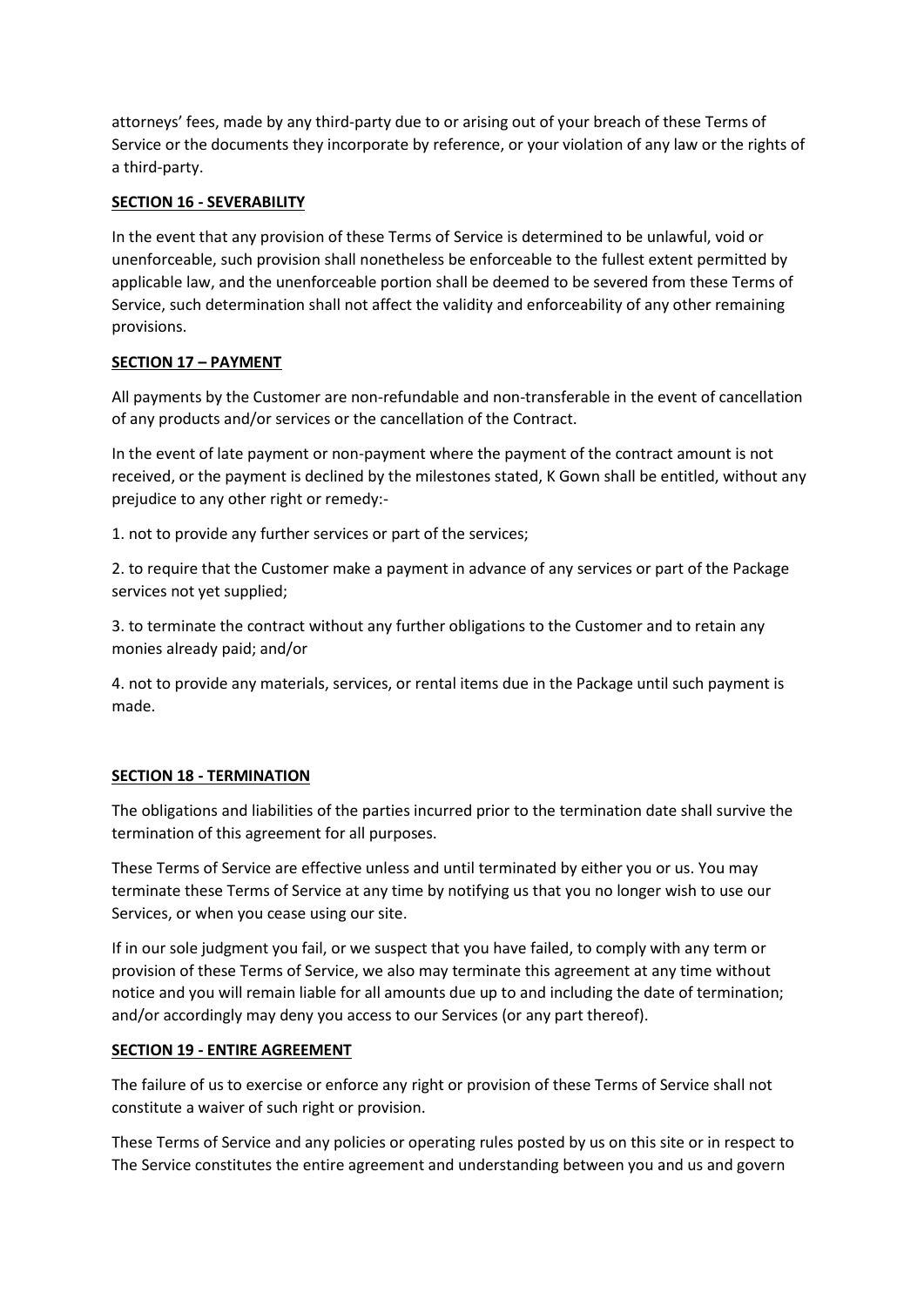attorneys' fees, made by any third-party due to or arising out of your breach of these Terms of Service or the documents they incorporate by reference, or your violation of any law or the rights of a third-party.

**SECTION 16 - SEVERABILITY**

In the event that any provision of these Terms of Service is determined to be unlawful, void or unenforceable, such provision shall nonetheless be enforceable to the fullest extent permitted by applicable law, and the unenforceable portion shall be deemed to be severed from these Terms of Service, such determination shall not affect the validity and enforceability of any other remaining provisions.

**SECTION 17 – PAYMENT**

All payments by the Customer are non-refundable and non-transferable in the event of cancellation of any products and/or services or the cancellation of the Contract.

In the event of late payment or non-payment where the payment of the contract amount is not received, or the payment is declined by the milestones stated, K Gown shall be entitled, without any prejudice to any other right or remedy:-

1. not to provide any further services or part of the services;

2. to require that the Customer make a payment in advance of any services or part of the Package services not yet supplied;

3. to terminate the contract without any further obligations to the Customer and to retain any monies already paid; and/or

4. not to provide any materials, services, or rental items due in the Package until such payment is made.

**SECTION 18 - TERMINATION**

The obligations and liabilities of the parties incurred prior to the termination date shall survive the termination of this agreement for all purposes.

These Terms of Service are effective unless and until terminated by either you or us. You may terminate these Terms of Service at any time by notifying us that you no longer wish to use our Services, or when you cease using our site.

If in our sole judgment you fail, or we suspect that you have failed, to comply with any term or provision of these Terms of Service, we also may terminate this agreement at any time without notice and you will remain liable for all amounts due up to and including the date of termination; and/or accordingly may deny you access to our Services (or any part thereof).

**SECTION 19 - ENTIRE AGREEMENT**

The failure of us to exercise or enforce any right or provision of these Terms of Service shall not constitute a waiver of such right or provision.

These Terms of Service and any policies or operating rules posted by us on this site or in respect to The Service constitutes the entire agreement and understanding between you and us and govern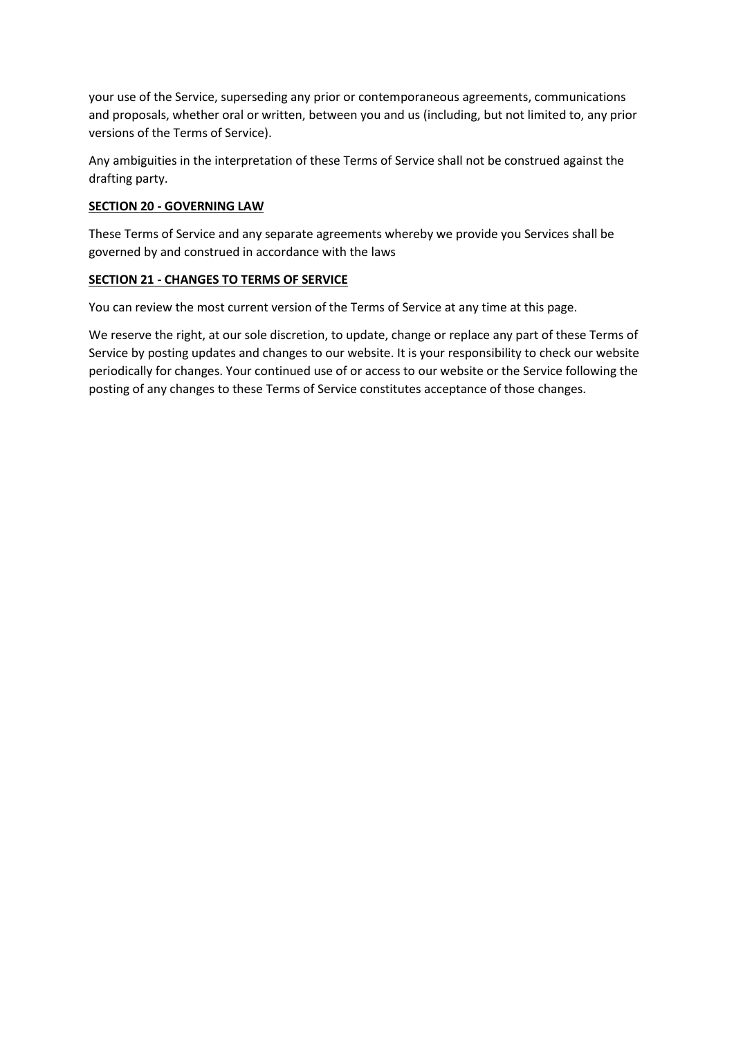your use of the Service, superseding any prior or contemporaneous agreements, communications and proposals, whether oral or written, between you and us (including, but not limited to, any prior versions of the Terms of Service).

Any ambiguities in the interpretation of these Terms of Service shall not be construed against the drafting party.

**SECTION 20 - GOVERNING LAW**

These Terms of Service and any separate agreements whereby we provide you Services shall be governed by and construed in accordance with the laws

**SECTION 21 - CHANGES TO TERMS OF SERVICE**

You can review the most current version of the Terms of Service at any time at this page.

We reserve the right, at our sole discretion, to update, change or replace any part of these Terms of Service by posting updates and changes to our website. It is your responsibility to check our website periodically for changes. Your continued use of or access to our website or the Service following the posting of any changes to these Terms of Service constitutes acceptance of those changes.